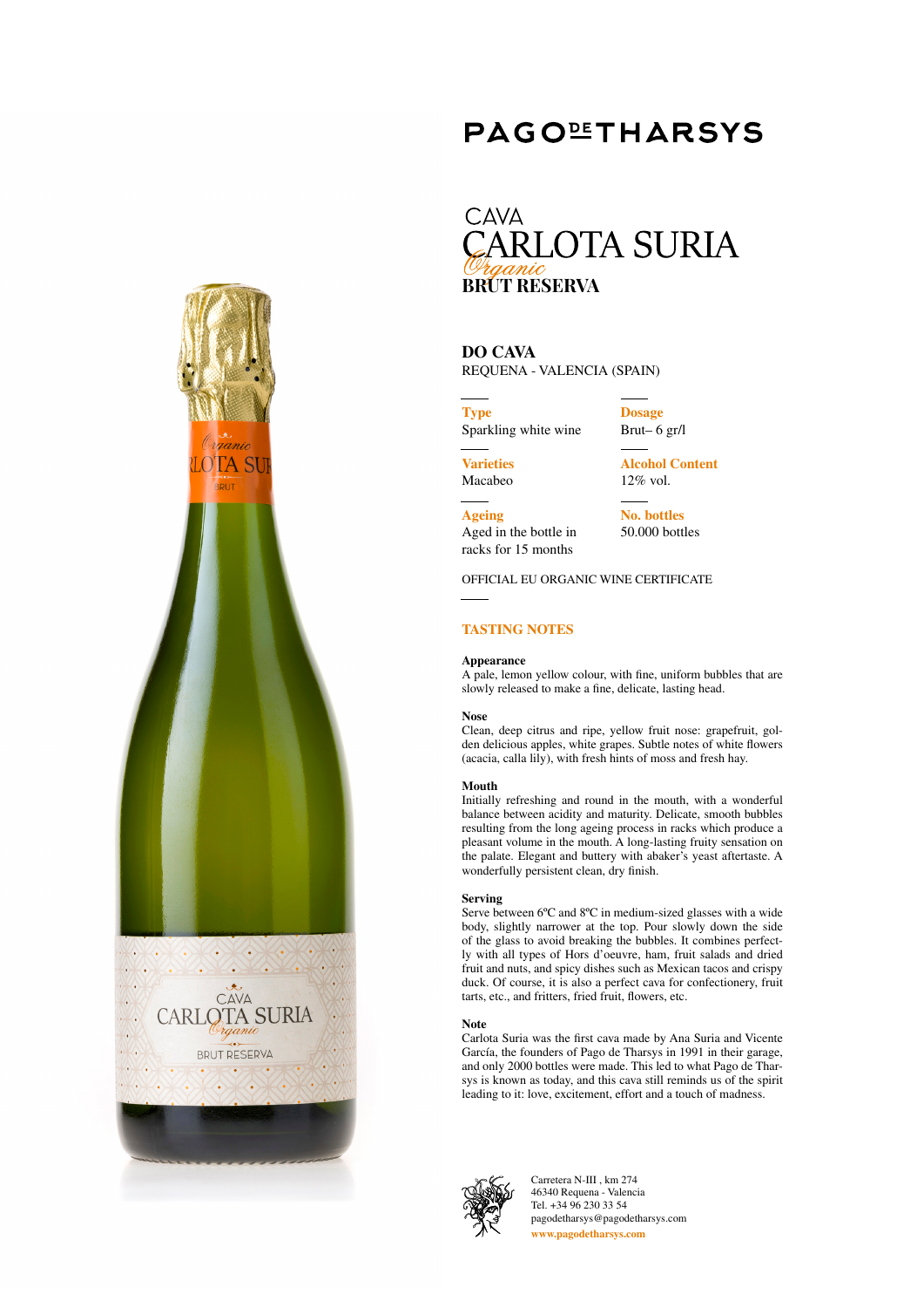# PAGO DE THARSYS

## CAVA
# CARLOTA SURIA
*Organic*
## BRUT RESERVA

**DO CAVA**
REQUENA - VALENCIA (SPAIN)

**Type**
Sparkling white wine

**Dosage**
Brut– 6 gr/l

**Varieties**
Macabeo

**Alcohol Content**
12% vol.

**Ageing**
Aged in the bottle in racks for 15 months

**No. bottles**
50.000 bottles

OFFICIAL EU ORGANIC WINE CERTIFICATE

## TASTING NOTES

**Appearance**
A pale, lemon yellow colour, with fine, uniform bubbles that are slowly released to make a fine, delicate, lasting head.

**Nose**
Clean, deep citrus and ripe, yellow fruit nose: grapefruit, golden delicious apples, white grapes. Subtle notes of white flowers (acacia, calla lily), with fresh hints of moss and fresh hay.

**Mouth**
Initially refreshing and round in the mouth, with a wonderful balance between acidity and maturity. Delicate, smooth bubbles resulting from the long ageing process in racks which produce a pleasant volume in the mouth. A long-lasting fruity sensation on the palate. Elegant and buttery with abaker's yeast aftertaste. A wonderfully persistent clean, dry finish.

**Serving**
Serve between 6ºC and 8ºC in medium-sized glasses with a wide body, slightly narrower at the top. Pour slowly down the side of the glass to avoid breaking the bubbles. It combines perfectly with all types of Hors d'oeuvre, ham, fruit salads and dried fruit and nuts, and spicy dishes such as Mexican tacos and crispy duck. Of course, it is also a perfect cava for confectionery, fruit tarts, etc., and fritters, fried fruit, flowers, etc.

**Note**
Carlota Suria was the first cava made by Ana Suria and Vicente García, the founders of Pago de Tharsys in 1991 in their garage, and only 2000 bottles were made. This led to what Pago de Tharsys is known as today, and this cava still reminds us of the spirit leading to it: love, excitement, effort and a touch of madness.

Carretera N-III , km 274
46340 Requena - Valencia
Tel. +34 96 230 33 54
pagodetharsys@pagodetharsys.com
www.pagodetharsys.com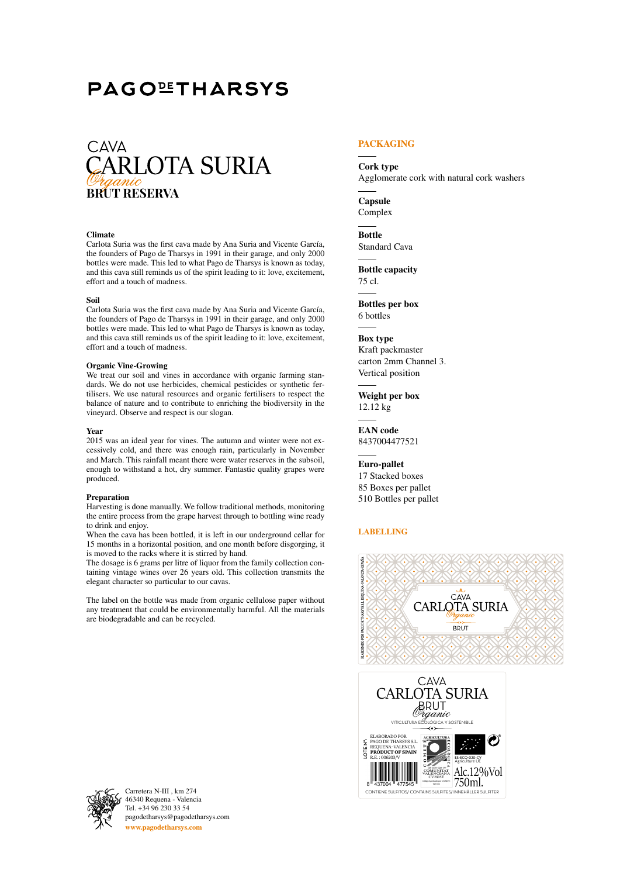# PAGO DE THARSYS

## CAVA CARLOTA SURIA *Organic* BRUT RESERVA

**Climate**
Carlota Suria was the first cava made by Ana Suria and Vicente García, the founders of Pago de Tharsys in 1991 in their garage, and only 2000 bottles were made. This led to what Pago de Tharsys is known as today, and this cava still reminds us of the spirit leading to it: love, excitement, effort and a touch of madness.

**Soil**
Carlota Suria was the first cava made by Ana Suria and Vicente García, the founders of Pago de Tharsys in 1991 in their garage, and only 2000 bottles were made. This led to what Pago de Tharsys is known as today, and this cava still reminds us of the spirit leading to it: love, excitement, effort and a touch of madness.

**Organic Vine-Growing**
We treat our soil and vines in accordance with organic farming standards. We do not use herbicides, chemical pesticides or synthetic fertilisers. We use natural resources and organic fertilisers to respect the balance of nature and to contribute to enriching the biodiversity in the vineyard. Observe and respect is our slogan.

**Year**
2015 was an ideal year for vines. The autumn and winter were not excessively cold, and there was enough rain, particularly in November and March. This rainfall meant there were water reserves in the subsoil, enough to withstand a hot, dry summer. Fantastic quality grapes were produced.

**Preparation**
Harvesting is done manually. We follow traditional methods, monitoring the entire process from the grape harvest through to bottling wine ready to drink and enjoy.
When the cava has been bottled, it is left in our underground cellar for 15 months in a horizontal position, and one month before disgorging, it is moved to the racks where it is stirred by hand.
The dosage is 6 grams per litre of liquor from the family collection containing vintage wines over 26 years old. This collection transmits the elegant character so particular to our cavas.

The label on the bottle was made from organic cellulose paper without any treatment that could be environmentally harmful. All the materials are biodegradable and can be recycled.

### PACKAGING

**Cork type**
Agglomerate cork with natural cork washers

**Capsule**
Complex

**Bottle**
Standard Cava

**Bottle capacity**
75 cl.

**Bottles per box**
6 bottles

**Box type**
Kraft packmaster
carton 2mm Channel 3.
Vertical position

**Weight per box**
12.12 kg

**EAN code**
8437004477521

**Euro-pallet**
17 Stacked boxes
85 Boxes per pallet
510 Bottles per pallet

### LABELLING

ELABORADO POR PAGO DE THARSYS S.L. REQUENA-VALENCIA/ESPAÑA

CAVA
CARLOTA SURIA
*Organic*
BRUT

CAVA
CARLOTA SURIA
BRUT
*Organic*
VITICULTURA ECOLÓGICA Y SOSTENIBLE

LOTE Nº:
ELABORADO POR
PAGO DE THARSYS S.L.
REQUENA–VALENCIA
PRODUCT OF SPAIN
R.E.: 006203/V

AGRICULTURA ECOLÓGICA
COMITÉ
COMUNITAT VALENCIANA
CV2805E

ES-ECO-020-CV
Agriculture UE

8 437004 477545

Alc.12%Vol
750ml.

CONTIENE SULFITOS/ CONTAINS SULFITES/ INNEHÅLLER SULFITER

Carretera N-III , km 274
46340 Requena - Valencia
Tel. +34 96 230 33 54
pagodetharsys@pagodetharsys.com
www.pagodetharsys.com